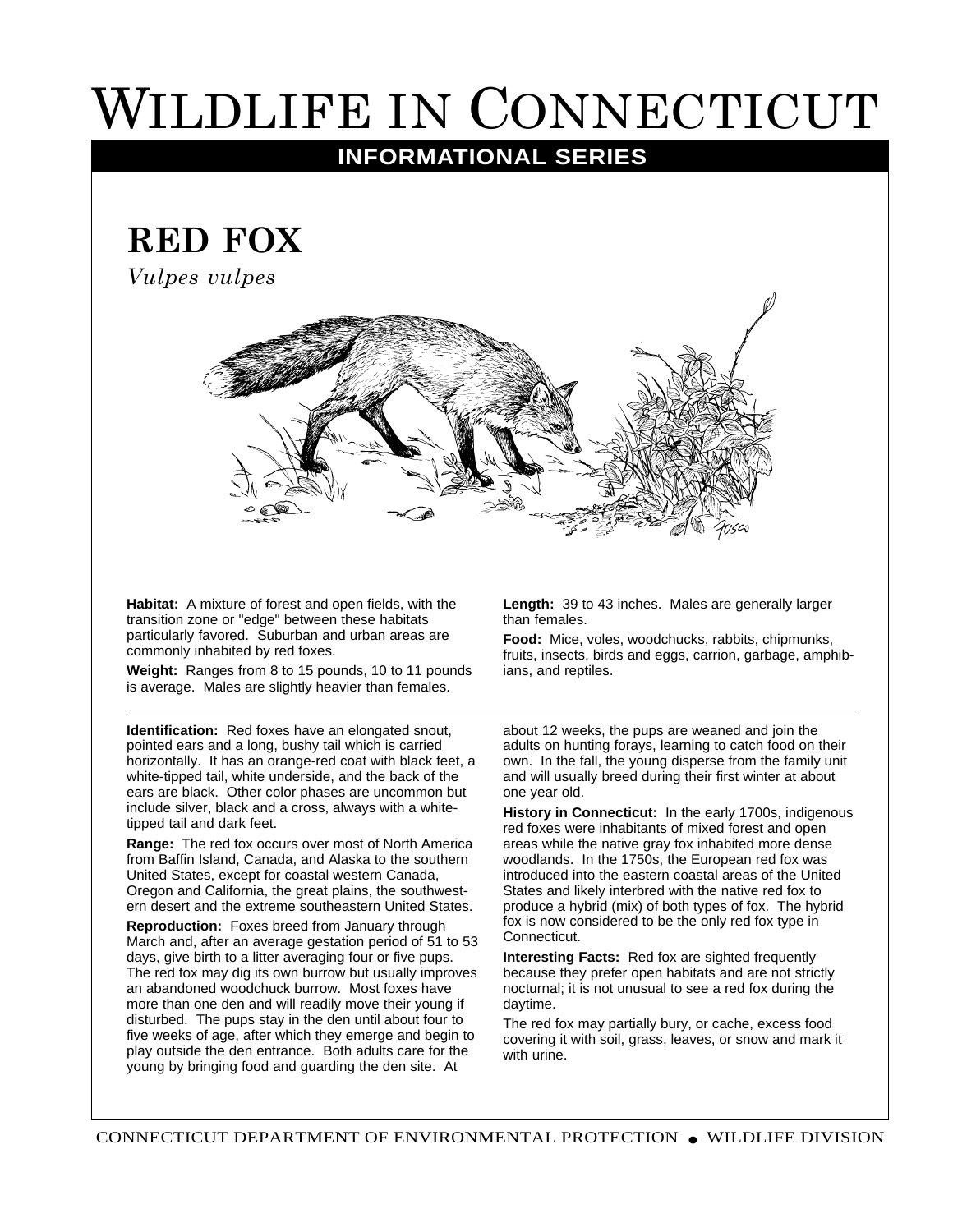# WILDLIFE IN CONNECTICUT

## INFORMATIONAL SERIES

## RED FOX

*Vulpes vulpes*

**Habitat:** A mixture of forest and open fields, with the transition zone or "edge" between these habitats particularly favored. Suburban and urban areas are commonly inhabited by red foxes.

**Weight:** Ranges from 8 to 15 pounds, 10 to 11 pounds is average. Males are slightly heavier than females.

**Length:** 39 to 43 inches. Males are generally larger than females.

**Food:** Mice, voles, woodchucks, rabbits, chipmunks, fruits, insects, birds and eggs, carrion, garbage, amphibians, and reptiles.

---

**Identification:** Red foxes have an elongated snout, pointed ears and a long, bushy tail which is carried horizontally. It has an orange-red coat with black feet, a white-tipped tail, white underside, and the back of the ears are black. Other color phases are uncommon but include silver, black and a cross, always with a white-tipped tail and dark feet.

**Range:** The red fox occurs over most of North America from Baffin Island, Canada, and Alaska to the southern United States, except for coastal western Canada, Oregon and California, the great plains, the southwestern desert and the extreme southeastern United States.

**Reproduction:** Foxes breed from January through March and, after an average gestation period of 51 to 53 days, give birth to a litter averaging four or five pups. The red fox may dig its own burrow but usually improves an abandoned woodchuck burrow. Most foxes have more than one den and will readily move their young if disturbed. The pups stay in the den until about four to five weeks of age, after which they emerge and begin to play outside the den entrance. Both adults care for the young by bringing food and guarding the den site. At about 12 weeks, the pups are weaned and join the adults on hunting forays, learning to catch food on their own. In the fall, the young disperse from the family unit and will usually breed during their first winter at about one year old.

**History in Connecticut:** In the early 1700s, indigenous red foxes were inhabitants of mixed forest and open areas while the native gray fox inhabited more dense woodlands. In the 1750s, the European red fox was introduced into the eastern coastal areas of the United States and likely interbred with the native red fox to produce a hybrid (mix) of both types of fox. The hybrid fox is now considered to be the only red fox type in Connecticut.

**Interesting Facts:** Red fox are sighted frequently because they prefer open habitats and are not strictly nocturnal; it is not unusual to see a red fox during the daytime.

The red fox may partially bury, or cache, excess food covering it with soil, grass, leaves, or snow and mark it with urine.

CONNECTICUT DEPARTMENT OF ENVIRONMENTAL PROTECTION • WILDLIFE DIVISION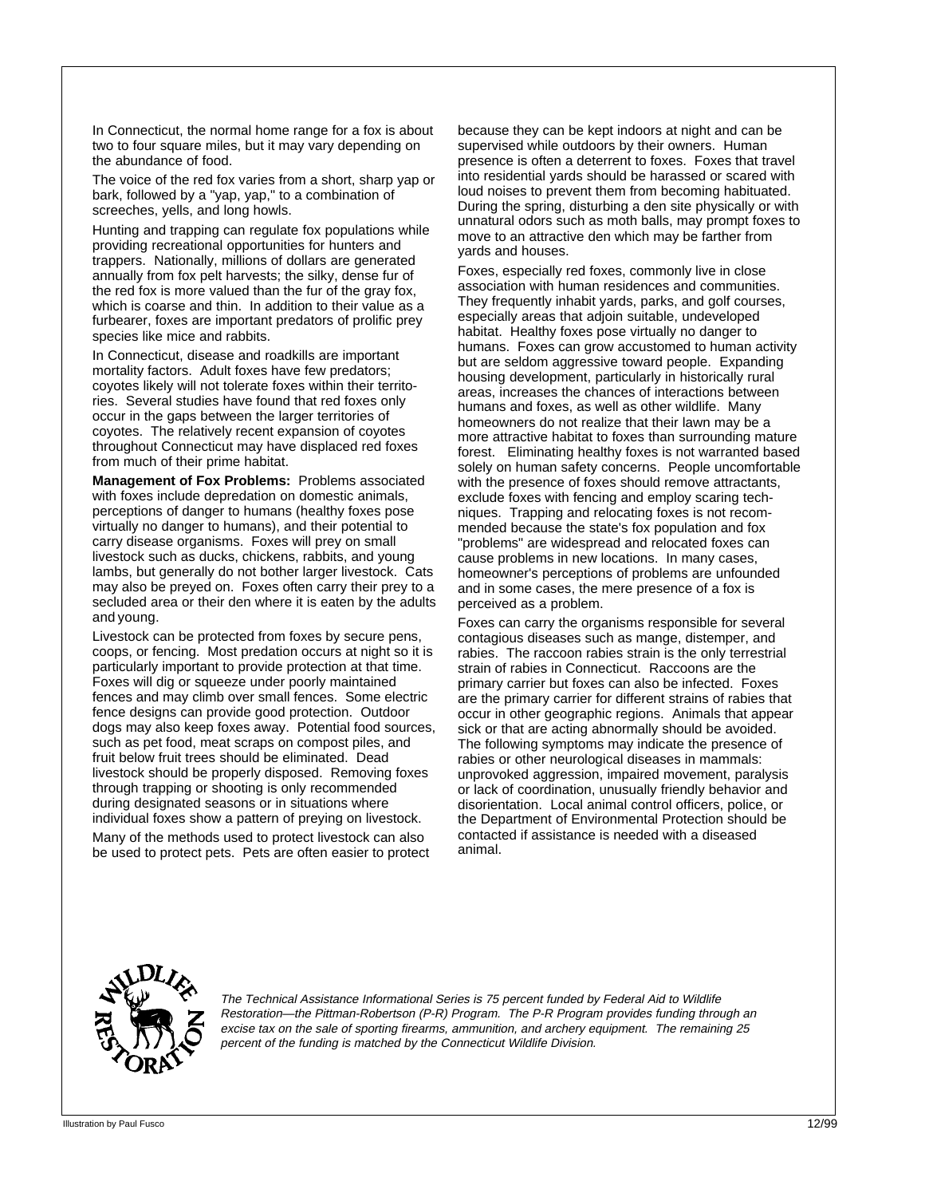In Connecticut, the normal home range for a fox is about two to four square miles, but it may vary depending on the abundance of food.

The voice of the red fox varies from a short, sharp yap or bark, followed by a "yap, yap," to a combination of screeches, yells, and long howls.

Hunting and trapping can regulate fox populations while providing recreational opportunities for hunters and trappers. Nationally, millions of dollars are generated annually from fox pelt harvests; the silky, dense fur of the red fox is more valued than the fur of the gray fox, which is coarse and thin. In addition to their value as a furbearer, foxes are important predators of prolific prey species like mice and rabbits.

In Connecticut, disease and roadkills are important mortality factors. Adult foxes have few predators; coyotes likely will not tolerate foxes within their territories. Several studies have found that red foxes only occur in the gaps between the larger territories of coyotes. The relatively recent expansion of coyotes throughout Connecticut may have displaced red foxes from much of their prime habitat.

**Management of Fox Problems:** Problems associated with foxes include depredation on domestic animals, perceptions of danger to humans (healthy foxes pose virtually no danger to humans), and their potential to carry disease organisms. Foxes will prey on small livestock such as ducks, chickens, rabbits, and young lambs, but generally do not bother larger livestock. Cats may also be preyed on. Foxes often carry their prey to a secluded area or their den where it is eaten by the adults and young.

Livestock can be protected from foxes by secure pens, coops, or fencing. Most predation occurs at night so it is particularly important to provide protection at that time. Foxes will dig or squeeze under poorly maintained fences and may climb over small fences. Some electric fence designs can provide good protection. Outdoor dogs may also keep foxes away. Potential food sources, such as pet food, meat scraps on compost piles, and fruit below fruit trees should be eliminated. Dead livestock should be properly disposed. Removing foxes through trapping or shooting is only recommended during designated seasons or in situations where individual foxes show a pattern of preying on livestock.

Many of the methods used to protect livestock can also be used to protect pets. Pets are often easier to protect because they can be kept indoors at night and can be supervised while outdoors by their owners. Human presence is often a deterrent to foxes. Foxes that travel into residential yards should be harassed or scared with loud noises to prevent them from becoming habituated. During the spring, disturbing a den site physically or with unnatural odors such as moth balls, may prompt foxes to move to an attractive den which may be farther from yards and houses.

Foxes, especially red foxes, commonly live in close association with human residences and communities. They frequently inhabit yards, parks, and golf courses, especially areas that adjoin suitable, undeveloped habitat. Healthy foxes pose virtually no danger to humans. Foxes can grow accustomed to human activity but are seldom aggressive toward people. Expanding housing development, particularly in historically rural areas, increases the chances of interactions between humans and foxes, as well as other wildlife. Many homeowners do not realize that their lawn may be a more attractive habitat to foxes than surrounding mature forest. Eliminating healthy foxes is not warranted based solely on human safety concerns. People uncomfortable with the presence of foxes should remove attractants, exclude foxes with fencing and employ scaring techniques. Trapping and relocating foxes is not recommended because the state's fox population and fox "problems" are widespread and relocated foxes can cause problems in new locations. In many cases, homeowner's perceptions of problems are unfounded and in some cases, the mere presence of a fox is perceived as a problem.

Foxes can carry the organisms responsible for several contagious diseases such as mange, distemper, and rabies. The raccoon rabies strain is the only terrestrial strain of rabies in Connecticut. Raccoons are the primary carrier but foxes can also be infected. Foxes are the primary carrier for different strains of rabies that occur in other geographic regions. Animals that appear sick or that are acting abnormally should be avoided. The following symptoms may indicate the presence of rabies or other neurological diseases in mammals: unprovoked aggression, impaired movement, paralysis or lack of coordination, unusually friendly behavior and disorientation. Local animal control officers, police, or the Department of Environmental Protection should be contacted if assistance is needed with a diseased animal.

*The Technical Assistance Informational Series is 75 percent funded by Federal Aid to Wildlife Restoration—the Pittman-Robertson (P-R) Program. The P-R Program provides funding through an excise tax on the sale of sporting firearms, ammunition, and archery equipment. The remaining 25 percent of the funding is matched by the Connecticut Wildlife Division.*

Illustration by Paul Fusco

12/99